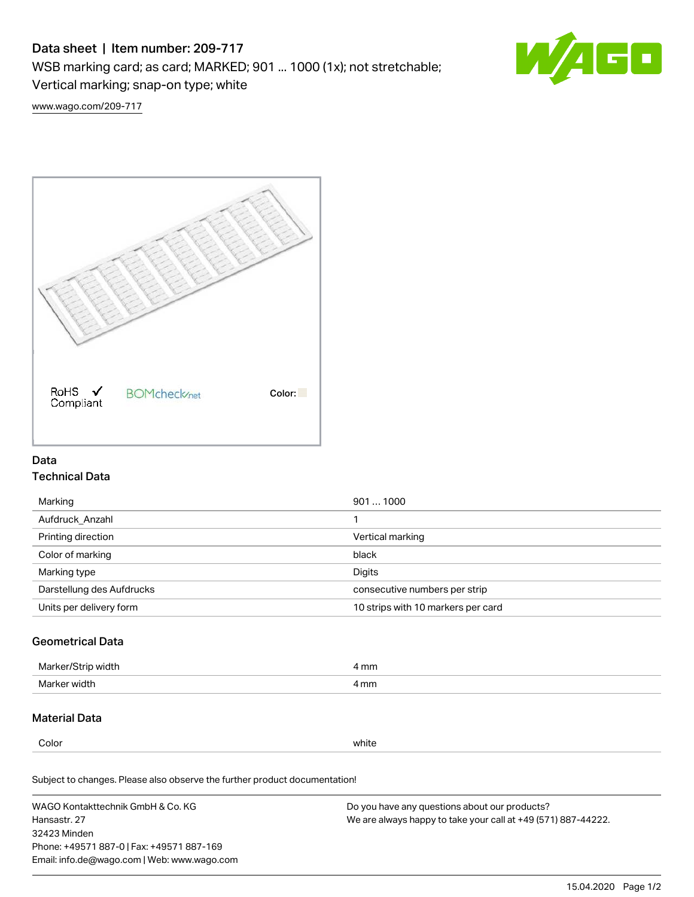# Data sheet | Item number: 209-717

WSB marking card; as card; MARKED; 901 ... 1000 (1x); not stretchable; Vertical marking; snap-on type; white

www.wago.com/209-717

RoHS Compliant

BOMcheck.net

Color:

## Data

### Technical Data

| | |
|---|---|
| Marking | 901 ... 1000 |
| Aufdruck_Anzahl | 1 |
| Printing direction | Vertical marking |
| Color of marking | black |
| Marking type | Digits |
| Darstellung des Aufdrucks | consecutive numbers per strip |
| Units per delivery form | 10 strips with 10 markers per card |

### Geometrical Data

| | |
|---|---|
| Marker/Strip width | 4 mm |
| Marker width | 4 mm |

### Material Data

| | |
|---|---|
| Color | white |

Subject to changes. Please also observe the further product documentation!

WAGO Kontakttechnik GmbH & Co. KG
Hansastr. 27
32423 Minden
Phone: +49571 887-0 | Fax: +49571 887-169
Email: info.de@wago.com | Web: www.wago.com

Do you have any questions about our products?
We are always happy to take your call at +49 (571) 887-44222.

15.04.2020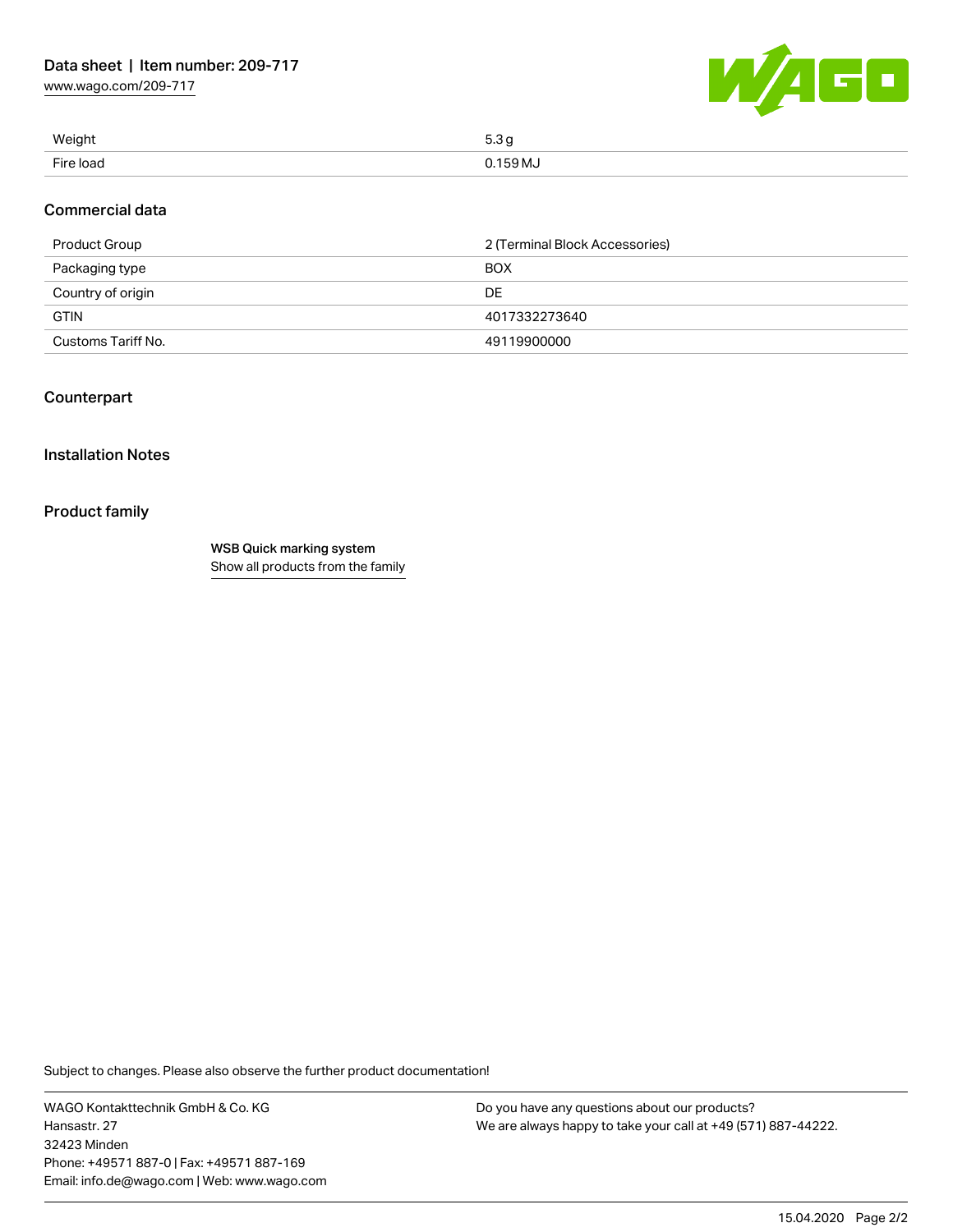| | |
|---|---|
| Weight | 5.3 g |
| Fire load | 0.159 MJ |

## Commercial data

| | |
|---|---|
| Product Group | 2 (Terminal Block Accessories) |
| Packaging type | BOX |
| Country of origin | DE |
| GTIN | 4017332273640 |
| Customs Tariff No. | 49119900000 |

## Counterpart

## Installation Notes

## Product family

WSB Quick marking system
Show all products from the family

Subject to changes. Please also observe the further product documentation!

WAGO Kontakttechnik GmbH & Co. KG
Hansastr. 27
32423 Minden
Phone: +49571 887-0 | Fax: +49571 887-169
Email: info.de@wago.com | Web: www.wago.com

Do you have any questions about our products?
We are always happy to take your call at +49 (571) 887-44222.

15.04.2020